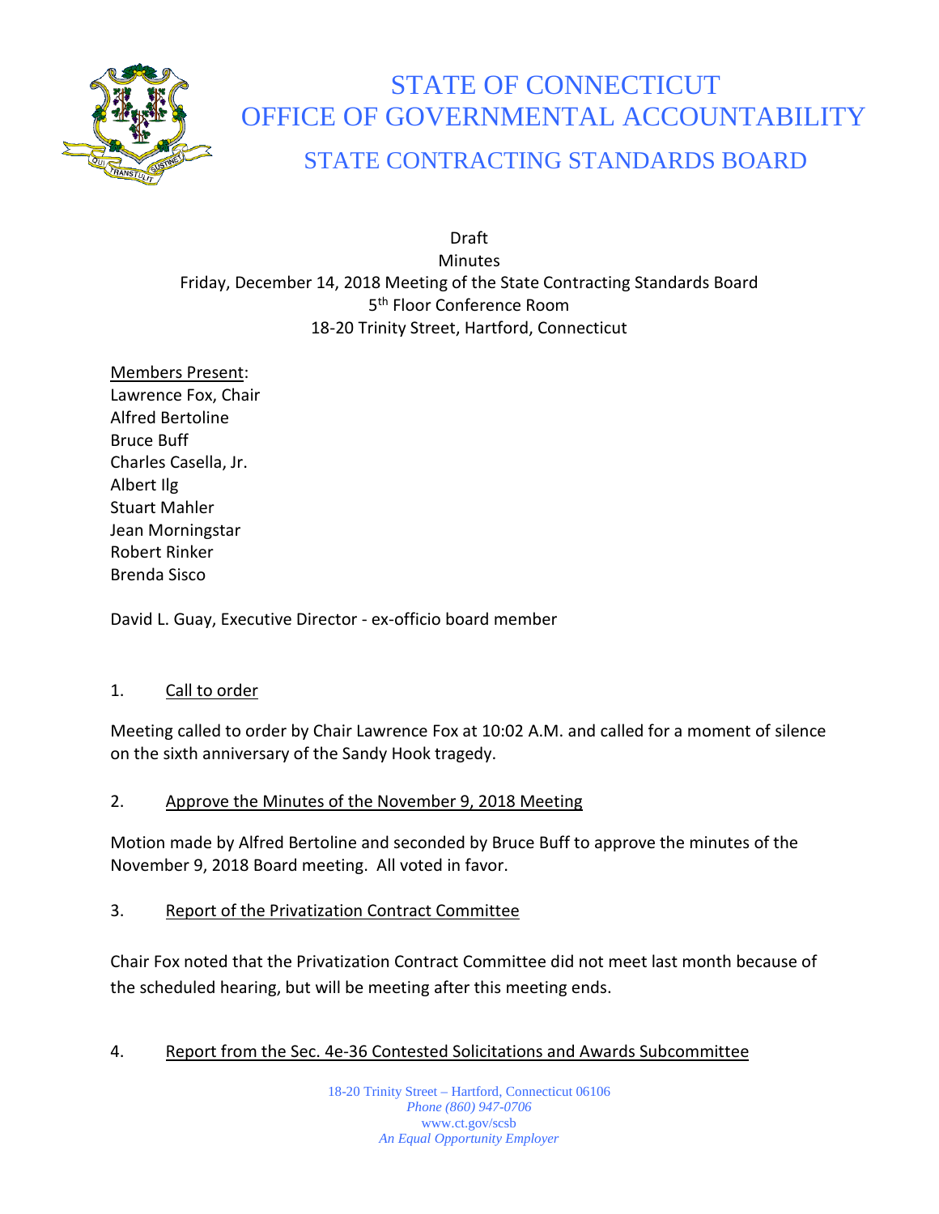# STATE OF CONNECTICUT
# OFFICE OF GOVERNMENTAL ACCOUNTABILITY
## STATE CONTRACTING STANDARDS BOARD

Draft
Minutes
Friday, December 14, 2018 Meeting of the State Contracting Standards Board
5th Floor Conference Room
18-20 Trinity Street, Hartford, Connecticut

Members Present:
Lawrence Fox, Chair
Alfred Bertoline
Bruce Buff
Charles Casella, Jr.
Albert Ilg
Stuart Mahler
Jean Morningstar
Robert Rinker
Brenda Sisco

David L. Guay, Executive Director - ex-officio board member

1. Call to order

Meeting called to order by Chair Lawrence Fox at 10:02 A.M. and called for a moment of silence on the sixth anniversary of the Sandy Hook tragedy.

2. Approve the Minutes of the November 9, 2018 Meeting

Motion made by Alfred Bertoline and seconded by Bruce Buff to approve the minutes of the November 9, 2018 Board meeting. All voted in favor.

3. Report of the Privatization Contract Committee

Chair Fox noted that the Privatization Contract Committee did not meet last month because of the scheduled hearing, but will be meeting after this meeting ends.

4. Report from the Sec. 4e-36 Contested Solicitations and Awards Subcommittee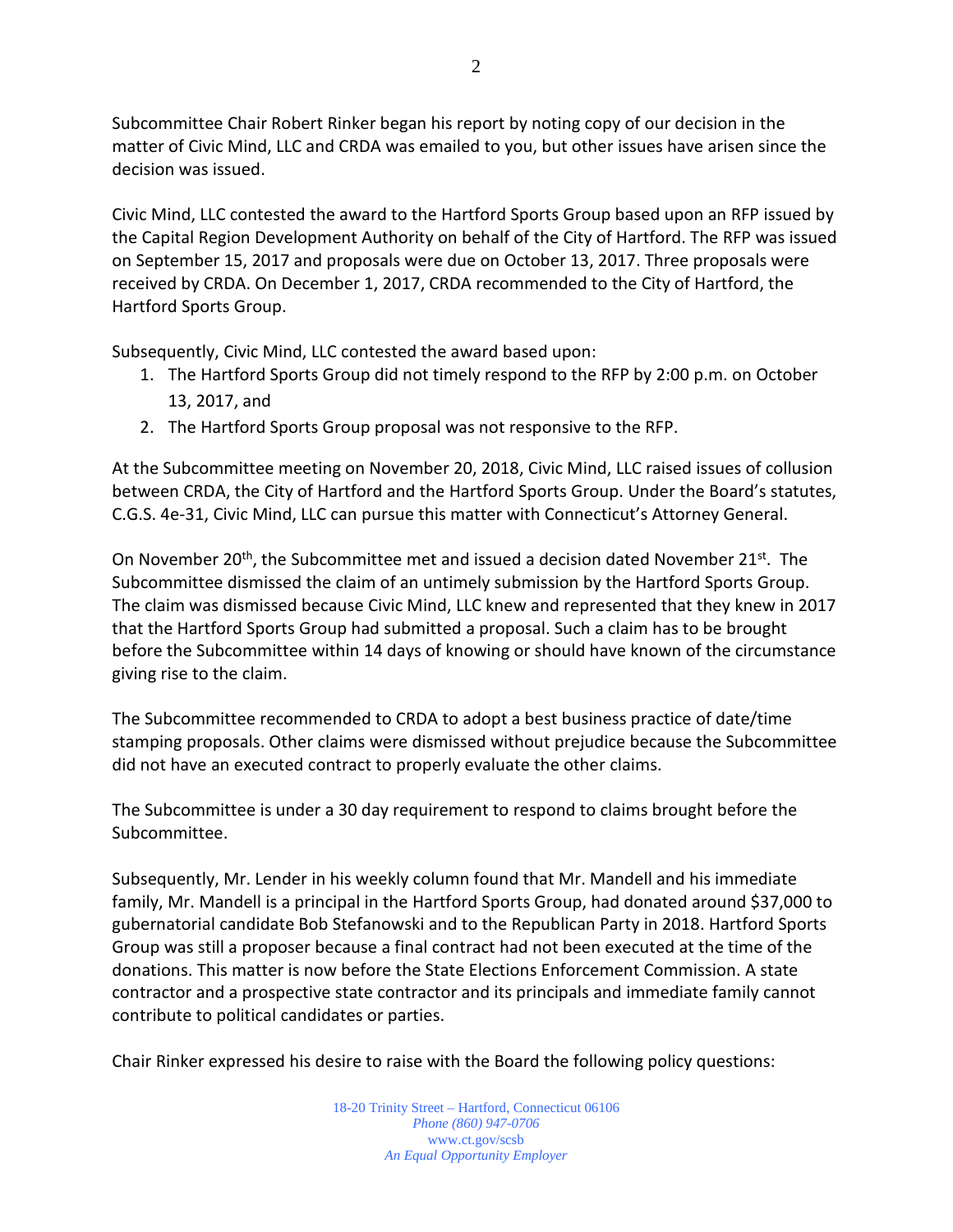Subcommittee Chair Robert Rinker began his report by noting copy of our decision in the matter of Civic Mind, LLC and CRDA was emailed to you, but other issues have arisen since the decision was issued.

Civic Mind, LLC contested the award to the Hartford Sports Group based upon an RFP issued by the Capital Region Development Authority on behalf of the City of Hartford. The RFP was issued on September 15, 2017 and proposals were due on October 13, 2017. Three proposals were received by CRDA. On December 1, 2017, CRDA recommended to the City of Hartford, the Hartford Sports Group.

Subsequently, Civic Mind, LLC contested the award based upon:

1. The Hartford Sports Group did not timely respond to the RFP by 2:00 p.m. on October 13, 2017, and
2. The Hartford Sports Group proposal was not responsive to the RFP.

At the Subcommittee meeting on November 20, 2018, Civic Mind, LLC raised issues of collusion between CRDA, the City of Hartford and the Hartford Sports Group. Under the Board's statutes, C.G.S. 4e-31, Civic Mind, LLC can pursue this matter with Connecticut's Attorney General.

On November 20th, the Subcommittee met and issued a decision dated November 21st. The Subcommittee dismissed the claim of an untimely submission by the Hartford Sports Group. The claim was dismissed because Civic Mind, LLC knew and represented that they knew in 2017 that the Hartford Sports Group had submitted a proposal. Such a claim has to be brought before the Subcommittee within 14 days of knowing or should have known of the circumstance giving rise to the claim.

The Subcommittee recommended to CRDA to adopt a best business practice of date/time stamping proposals. Other claims were dismissed without prejudice because the Subcommittee did not have an executed contract to properly evaluate the other claims.

The Subcommittee is under a 30 day requirement to respond to claims brought before the Subcommittee.

Subsequently, Mr. Lender in his weekly column found that Mr. Mandell and his immediate family, Mr. Mandell is a principal in the Hartford Sports Group, had donated around $37,000 to gubernatorial candidate Bob Stefanowski and to the Republican Party in 2018. Hartford Sports Group was still a proposer because a final contract had not been executed at the time of the donations. This matter is now before the State Elections Enforcement Commission. A state contractor and a prospective state contractor and its principals and immediate family cannot contribute to political candidates or parties.

Chair Rinker expressed his desire to raise with the Board the following policy questions: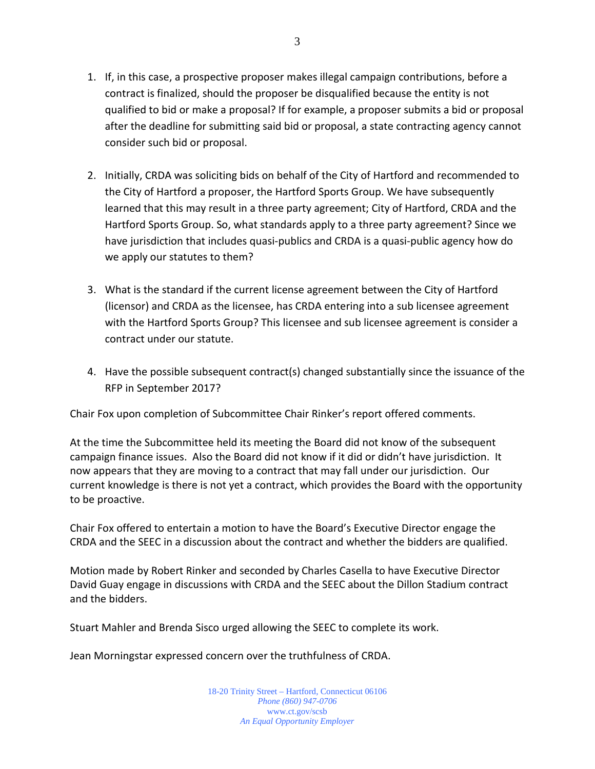1. If, in this case, a prospective proposer makes illegal campaign contributions, before a contract is finalized, should the proposer be disqualified because the entity is not qualified to bid or make a proposal? If for example, a proposer submits a bid or proposal after the deadline for submitting said bid or proposal, a state contracting agency cannot consider such bid or proposal.

2. Initially, CRDA was soliciting bids on behalf of the City of Hartford and recommended to the City of Hartford a proposer, the Hartford Sports Group. We have subsequently learned that this may result in a three party agreement; City of Hartford, CRDA and the Hartford Sports Group. So, what standards apply to a three party agreement? Since we have jurisdiction that includes quasi-publics and CRDA is a quasi-public agency how do we apply our statutes to them?

3. What is the standard if the current license agreement between the City of Hartford (licensor) and CRDA as the licensee, has CRDA entering into a sub licensee agreement with the Hartford Sports Group? This licensee and sub licensee agreement is consider a contract under our statute.

4. Have the possible subsequent contract(s) changed substantially since the issuance of the RFP in September 2017?

Chair Fox upon completion of Subcommittee Chair Rinker's report offered comments.

At the time the Subcommittee held its meeting the Board did not know of the subsequent campaign finance issues. Also the Board did not know if it did or didn't have jurisdiction. It now appears that they are moving to a contract that may fall under our jurisdiction. Our current knowledge is there is not yet a contract, which provides the Board with the opportunity to be proactive.

Chair Fox offered to entertain a motion to have the Board's Executive Director engage the CRDA and the SEEC in a discussion about the contract and whether the bidders are qualified.

Motion made by Robert Rinker and seconded by Charles Casella to have Executive Director David Guay engage in discussions with CRDA and the SEEC about the Dillon Stadium contract and the bidders.

Stuart Mahler and Brenda Sisco urged allowing the SEEC to complete its work.

Jean Morningstar expressed concern over the truthfulness of CRDA.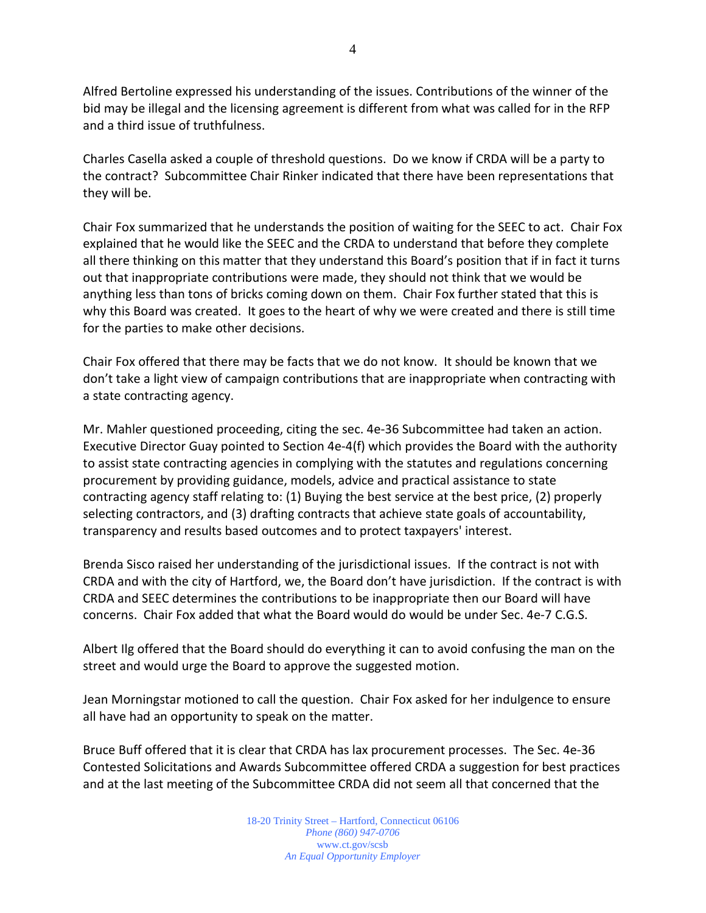Alfred Bertoline expressed his understanding of the issues. Contributions of the winner of the bid may be illegal and the licensing agreement is different from what was called for in the RFP and a third issue of truthfulness.

Charles Casella asked a couple of threshold questions. Do we know if CRDA will be a party to the contract? Subcommittee Chair Rinker indicated that there have been representations that they will be.

Chair Fox summarized that he understands the position of waiting for the SEEC to act. Chair Fox explained that he would like the SEEC and the CRDA to understand that before they complete all there thinking on this matter that they understand this Board's position that if in fact it turns out that inappropriate contributions were made, they should not think that we would be anything less than tons of bricks coming down on them. Chair Fox further stated that this is why this Board was created. It goes to the heart of why we were created and there is still time for the parties to make other decisions.

Chair Fox offered that there may be facts that we do not know. It should be known that we don't take a light view of campaign contributions that are inappropriate when contracting with a state contracting agency.

Mr. Mahler questioned proceeding, citing the sec. 4e-36 Subcommittee had taken an action. Executive Director Guay pointed to Section 4e-4(f) which provides the Board with the authority to assist state contracting agencies in complying with the statutes and regulations concerning procurement by providing guidance, models, advice and practical assistance to state contracting agency staff relating to: (1) Buying the best service at the best price, (2) properly selecting contractors, and (3) drafting contracts that achieve state goals of accountability, transparency and results based outcomes and to protect taxpayers' interest.

Brenda Sisco raised her understanding of the jurisdictional issues. If the contract is not with CRDA and with the city of Hartford, we, the Board don't have jurisdiction. If the contract is with CRDA and SEEC determines the contributions to be inappropriate then our Board will have concerns. Chair Fox added that what the Board would do would be under Sec. 4e-7 C.G.S.

Albert Ilg offered that the Board should do everything it can to avoid confusing the man on the street and would urge the Board to approve the suggested motion.

Jean Morningstar motioned to call the question. Chair Fox asked for her indulgence to ensure all have had an opportunity to speak on the matter.

Bruce Buff offered that it is clear that CRDA has lax procurement processes. The Sec. 4e-36 Contested Solicitations and Awards Subcommittee offered CRDA a suggestion for best practices and at the last meeting of the Subcommittee CRDA did not seem all that concerned that the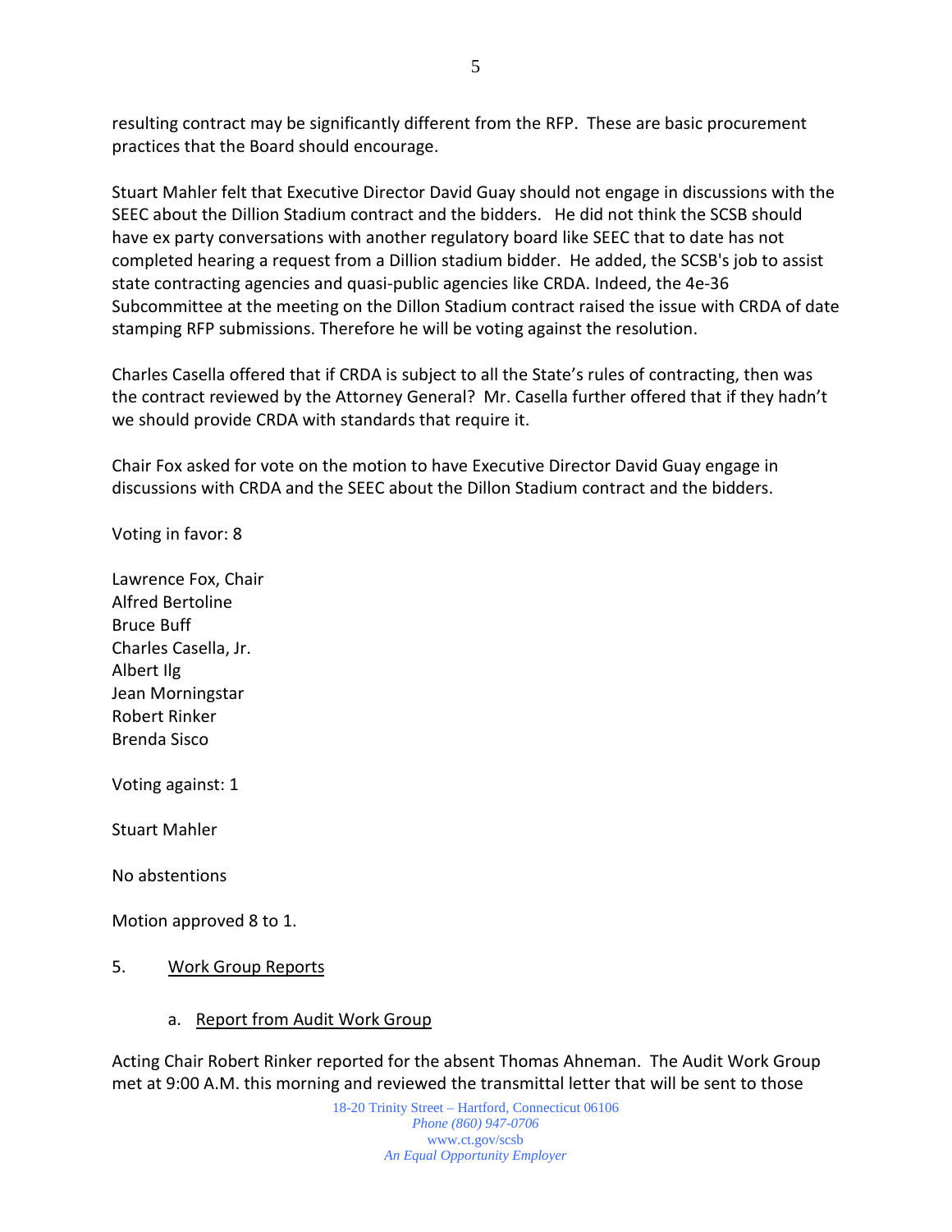resulting contract may be significantly different from the RFP. These are basic procurement practices that the Board should encourage.

Stuart Mahler felt that Executive Director David Guay should not engage in discussions with the SEEC about the Dillion Stadium contract and the bidders. He did not think the SCSB should have ex party conversations with another regulatory board like SEEC that to date has not completed hearing a request from a Dillion stadium bidder. He added, the SCSB's job to assist state contracting agencies and quasi-public agencies like CRDA. Indeed, the 4e-36 Subcommittee at the meeting on the Dillon Stadium contract raised the issue with CRDA of date stamping RFP submissions. Therefore he will be voting against the resolution.

Charles Casella offered that if CRDA is subject to all the State's rules of contracting, then was the contract reviewed by the Attorney General? Mr. Casella further offered that if they hadn't we should provide CRDA with standards that require it.

Chair Fox asked for vote on the motion to have Executive Director David Guay engage in discussions with CRDA and the SEEC about the Dillon Stadium contract and the bidders.

Voting in favor: 8

Lawrence Fox, Chair
Alfred Bertoline
Bruce Buff
Charles Casella, Jr.
Albert Ilg
Jean Morningstar
Robert Rinker
Brenda Sisco

Voting against: 1

Stuart Mahler

No abstentions

Motion approved 8 to 1.

5. <u>Work Group Reports</u>

a. <u>Report from Audit Work Group</u>

Acting Chair Robert Rinker reported for the absent Thomas Ahneman. The Audit Work Group met at 9:00 A.M. this morning and reviewed the transmittal letter that will be sent to those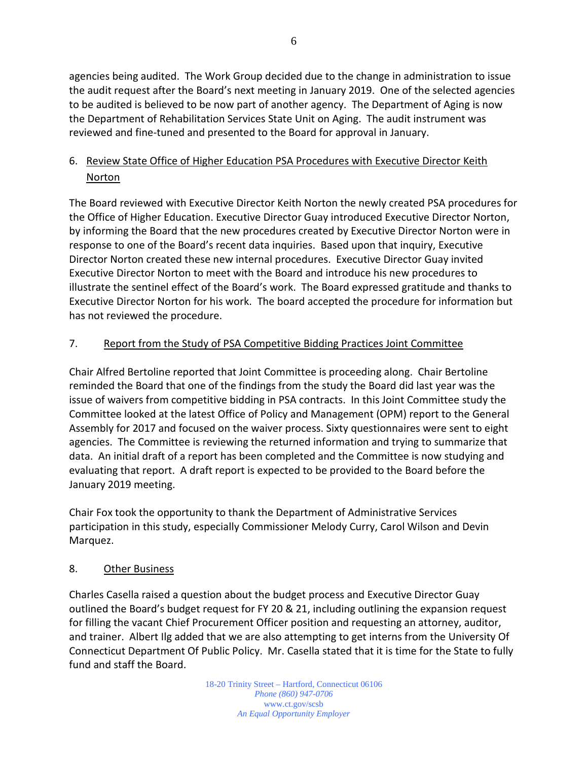agencies being audited. The Work Group decided due to the change in administration to issue the audit request after the Board's next meeting in January 2019. One of the selected agencies to be audited is believed to be now part of another agency. The Department of Aging is now the Department of Rehabilitation Services State Unit on Aging. The audit instrument was reviewed and fine-tuned and presented to the Board for approval in January.

6. Review State Office of Higher Education PSA Procedures with Executive Director Keith Norton

The Board reviewed with Executive Director Keith Norton the newly created PSA procedures for the Office of Higher Education. Executive Director Guay introduced Executive Director Norton, by informing the Board that the new procedures created by Executive Director Norton were in response to one of the Board's recent data inquiries. Based upon that inquiry, Executive Director Norton created these new internal procedures. Executive Director Guay invited Executive Director Norton to meet with the Board and introduce his new procedures to illustrate the sentinel effect of the Board's work. The Board expressed gratitude and thanks to Executive Director Norton for his work. The board accepted the procedure for information but has not reviewed the procedure.

7. Report from the Study of PSA Competitive Bidding Practices Joint Committee

Chair Alfred Bertoline reported that Joint Committee is proceeding along. Chair Bertoline reminded the Board that one of the findings from the study the Board did last year was the issue of waivers from competitive bidding in PSA contracts. In this Joint Committee study the Committee looked at the latest Office of Policy and Management (OPM) report to the General Assembly for 2017 and focused on the waiver process. Sixty questionnaires were sent to eight agencies. The Committee is reviewing the returned information and trying to summarize that data. An initial draft of a report has been completed and the Committee is now studying and evaluating that report. A draft report is expected to be provided to the Board before the January 2019 meeting.

Chair Fox took the opportunity to thank the Department of Administrative Services participation in this study, especially Commissioner Melody Curry, Carol Wilson and Devin Marquez.

8. Other Business

Charles Casella raised a question about the budget process and Executive Director Guay outlined the Board's budget request for FY 20 & 21, including outlining the expansion request for filling the vacant Chief Procurement Officer position and requesting an attorney, auditor, and trainer. Albert Ilg added that we are also attempting to get interns from the University Of Connecticut Department Of Public Policy. Mr. Casella stated that it is time for the State to fully fund and staff the Board.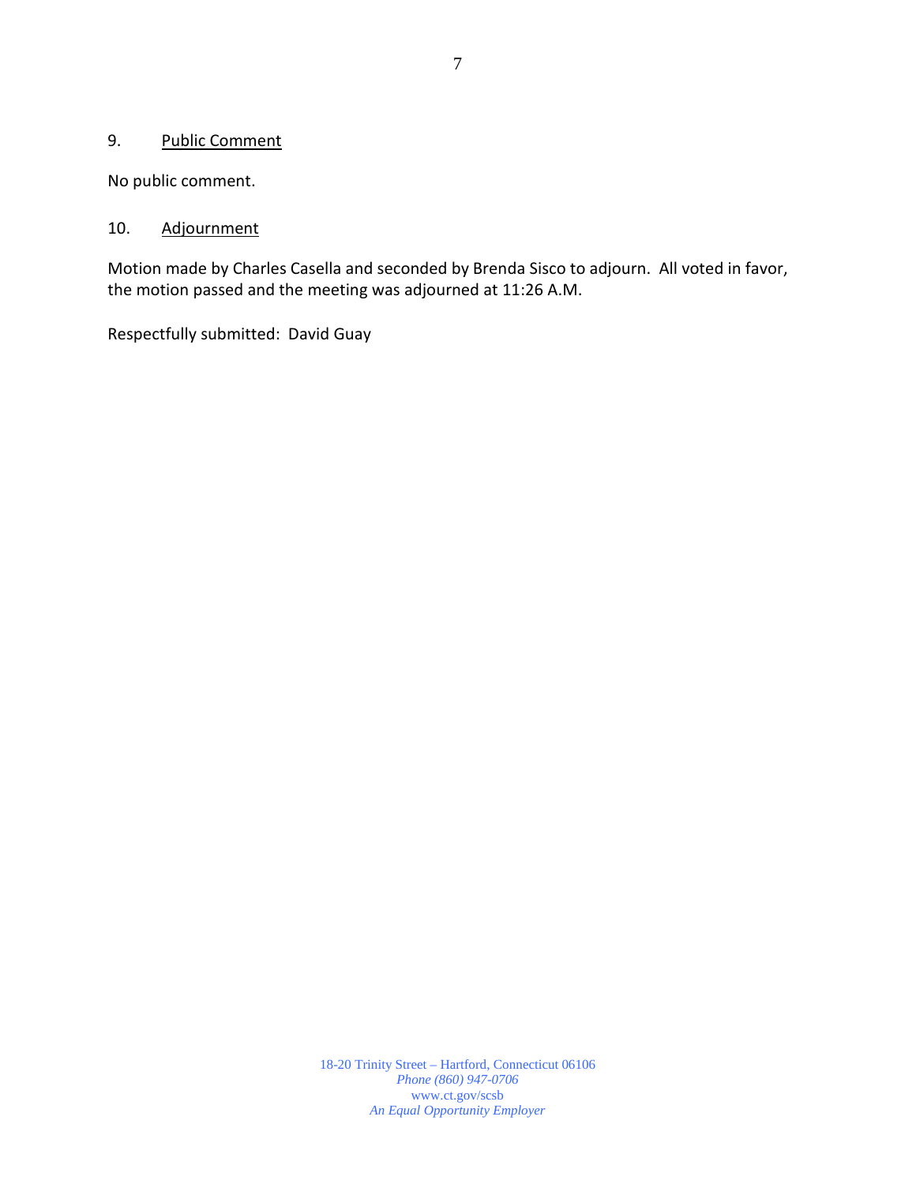9. Public Comment

No public comment.

10. Adjournment

Motion made by Charles Casella and seconded by Brenda Sisco to adjourn. All voted in favor, the motion passed and the meeting was adjourned at 11:26 A.M.

Respectfully submitted: David Guay